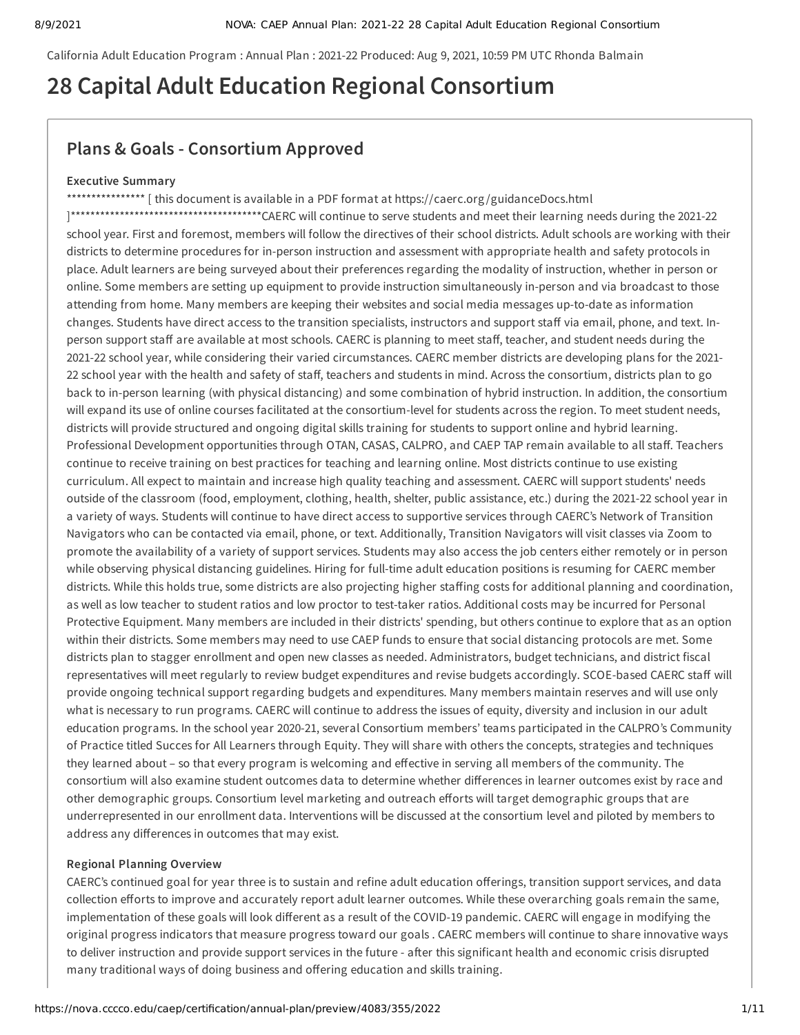California Adult Education Program : Annual Plan : 2021-22 Produced: Aug 9, 2021, 10:59 PM UTC Rhonda Balmain

# 28 Capital Adult Education Regional Consortium

## Plans & Goals - Consortium Approved

### Executive Summary

**************** [ this document is available in a PDF format at https://caerc.org/guidanceDocs.html ]*****************************************CAERC will continue to serve students and meet their learning needs during the 2021-22 school year. First and foremost, members will follow the directives of their school districts. Adult schools are working with their districts to determine procedures for in-person instruction and assessment with appropriate health and safety protocols in place. Adult learners are being surveyed about their preferences regarding the modality of instruction, whether in person or online. Some members are setting up equipment to provide instruction simultaneously in-person and via broadcast to those attending from home. Many members are keeping their websites and social media messages up-to-date as information changes. Students have direct access to the transition specialists, instructors and support staff via email, phone, and text. In-person support staff are available at most schools. CAERC is planning to meet staff, teacher, and student needs during the 2021-22 school year, while considering their varied circumstances. CAERC member districts are developing plans for the 2021-22 school year with the health and safety of staff, teachers and students in mind. Across the consortium, districts plan to go back to in-person learning (with physical distancing) and some combination of hybrid instruction. In addition, the consortium will expand its use of online courses facilitated at the consortium-level for students across the region. To meet student needs, districts will provide structured and ongoing digital skills training for students to support online and hybrid learning. Professional Development opportunities through OTAN, CASAS, CALPRO, and CAEP TAP remain available to all staff. Teachers continue to receive training on best practices for teaching and learning online. Most districts continue to use existing curriculum. All expect to maintain and increase high quality teaching and assessment. CAERC will support students' needs outside of the classroom (food, employment, clothing, health, shelter, public assistance, etc.) during the 2021-22 school year in a variety of ways. Students will continue to have direct access to supportive services through CAERC's Network of Transition Navigators who can be contacted via email, phone, or text. Additionally, Transition Navigators will visit classes via Zoom to promote the availability of a variety of support services. Students may also access the job centers either remotely or in person while observing physical distancing guidelines. Hiring for full-time adult education positions is resuming for CAERC member districts. While this holds true, some districts are also projecting higher staffing costs for additional planning and coordination, as well as low teacher to student ratios and low proctor to test-taker ratios. Additional costs may be incurred for Personal Protective Equipment. Many members are included in their districts' spending, but others continue to explore that as an option within their districts. Some members may need to use CAEP funds to ensure that social distancing protocols are met. Some districts plan to stagger enrollment and open new classes as needed. Administrators, budget technicians, and district fiscal representatives will meet regularly to review budget expenditures and revise budgets accordingly. SCOE-based CAERC staff will provide ongoing technical support regarding budgets and expenditures. Many members maintain reserves and will use only what is necessary to run programs. CAERC will continue to address the issues of equity, diversity and inclusion in our adult education programs. In the school year 2020-21, several Consortium members' teams participated in the CALPRO's Community of Practice titled Succes for All Learners through Equity. They will share with others the concepts, strategies and techniques they learned about – so that every program is welcoming and effective in serving all members of the community. The consortium will also examine student outcomes data to determine whether differences in learner outcomes exist by race and other demographic groups. Consortium level marketing and outreach efforts will target demographic groups that are underrepresented in our enrollment data. Interventions will be discussed at the consortium level and piloted by members to address any differences in outcomes that may exist.

### Regional Planning Overview

CAERC's continued goal for year three is to sustain and refine adult education offerings, transition support services, and data collection efforts to improve and accurately report adult learner outcomes. While these overarching goals remain the same, implementation of these goals will look different as a result of the COVID-19 pandemic. CAERC will engage in modifying the original progress indicators that measure progress toward our goals . CAERC members will continue to share innovative ways to deliver instruction and provide support services in the future - after this significant health and economic crisis disrupted many traditional ways of doing business and offering education and skills training.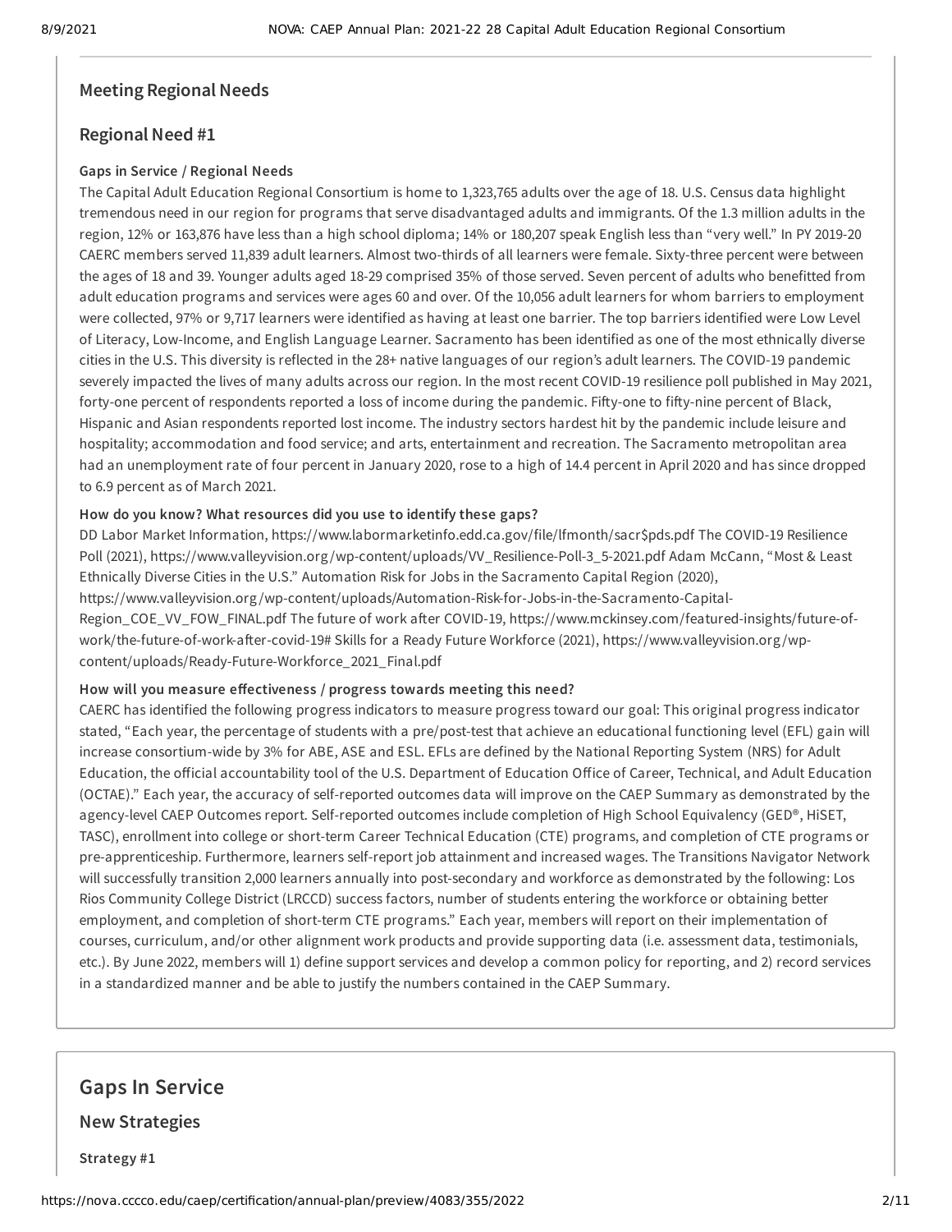## Meeting Regional Needs

## Regional Need #1

#### Gaps in Service / Regional Needs

The Capital Adult Education Regional Consortium is home to 1,323,765 adults over the age of 18. U.S. Census data highlight tremendous need in our region for programs that serve disadvantaged adults and immigrants. Of the 1.3 million adults in the region, 12% or 163,876 have less than a high school diploma; 14% or 180,207 speak English less than "very well." In PY 2019-20 CAERC members served 11,839 adult learners. Almost two-thirds of all learners were female. Sixty-three percent were between the ages of 18 and 39. Younger adults aged 18-29 comprised 35% of those served. Seven percent of adults who benefitted from adult education programs and services were ages 60 and over. Of the 10,056 adult learners for whom barriers to employment were collected, 97% or 9,717 learners were identified as having at least one barrier. The top barriers identified were Low Level of Literacy, Low-Income, and English Language Learner. Sacramento has been identified as one of the most ethnically diverse cities in the U.S. This diversity is reflected in the 28+ native languages of our region's adult learners. The COVID-19 pandemic severely impacted the lives of many adults across our region. In the most recent COVID-19 resilience poll published in May 2021, forty-one percent of respondents reported a loss of income during the pandemic. Fifty-one to fifty-nine percent of Black, Hispanic and Asian respondents reported lost income. The industry sectors hardest hit by the pandemic include leisure and hospitality; accommodation and food service; and arts, entertainment and recreation. The Sacramento metropolitan area had an unemployment rate of four percent in January 2020, rose to a high of 14.4 percent in April 2020 and has since dropped to 6.9 percent as of March 2021.

#### How do you know? What resources did you use to identify these gaps?

DD Labor Market Information, https://www.labormarketinfo.edd.ca.gov/file/lfmonth/sacr$pds.pdf The COVID-19 Resilience Poll (2021), https://www.valleyvision.org/wp-content/uploads/VV_Resilience-Poll-3_5-2021.pdf Adam McCann, "Most & Least Ethnically Diverse Cities in the U.S." Automation Risk for Jobs in the Sacramento Capital Region (2020), https://www.valleyvision.org/wp-content/uploads/Automation-Risk-for-Jobs-in-the-Sacramento-Capital-Region_COE_VV_FOW_FINAL.pdf The future of work after COVID-19, https://www.mckinsey.com/featured-insights/future-of-work/the-future-of-work-after-covid-19# Skills for a Ready Future Workforce (2021), https://www.valleyvision.org/wp-content/uploads/Ready-Future-Workforce_2021_Final.pdf

#### How will you measure effectiveness / progress towards meeting this need?

CAERC has identified the following progress indicators to measure progress toward our goal: This original progress indicator stated, "Each year, the percentage of students with a pre/post-test that achieve an educational functioning level (EFL) gain will increase consortium-wide by 3% for ABE, ASE and ESL. EFLs are defined by the National Reporting System (NRS) for Adult Education, the official accountability tool of the U.S. Department of Education Office of Career, Technical, and Adult Education (OCTAE)." Each year, the accuracy of self-reported outcomes data will improve on the CAEP Summary as demonstrated by the agency-level CAEP Outcomes report. Self-reported outcomes include completion of High School Equivalency (GED®, HiSET, TASC), enrollment into college or short-term Career Technical Education (CTE) programs, and completion of CTE programs or pre-apprenticeship. Furthermore, learners self-report job attainment and increased wages. The Transitions Navigator Network will successfully transition 2,000 learners annually into post-secondary and workforce as demonstrated by the following: Los Rios Community College District (LRCCD) success factors, number of students entering the workforce or obtaining better employment, and completion of short-term CTE programs." Each year, members will report on their implementation of courses, curriculum, and/or other alignment work products and provide supporting data (i.e. assessment data, testimonials, etc.). By June 2022, members will 1) define support services and develop a common policy for reporting, and 2) record services in a standardized manner and be able to justify the numbers contained in the CAEP Summary.

## Gaps In Service

### New Strategies

#### Strategy #1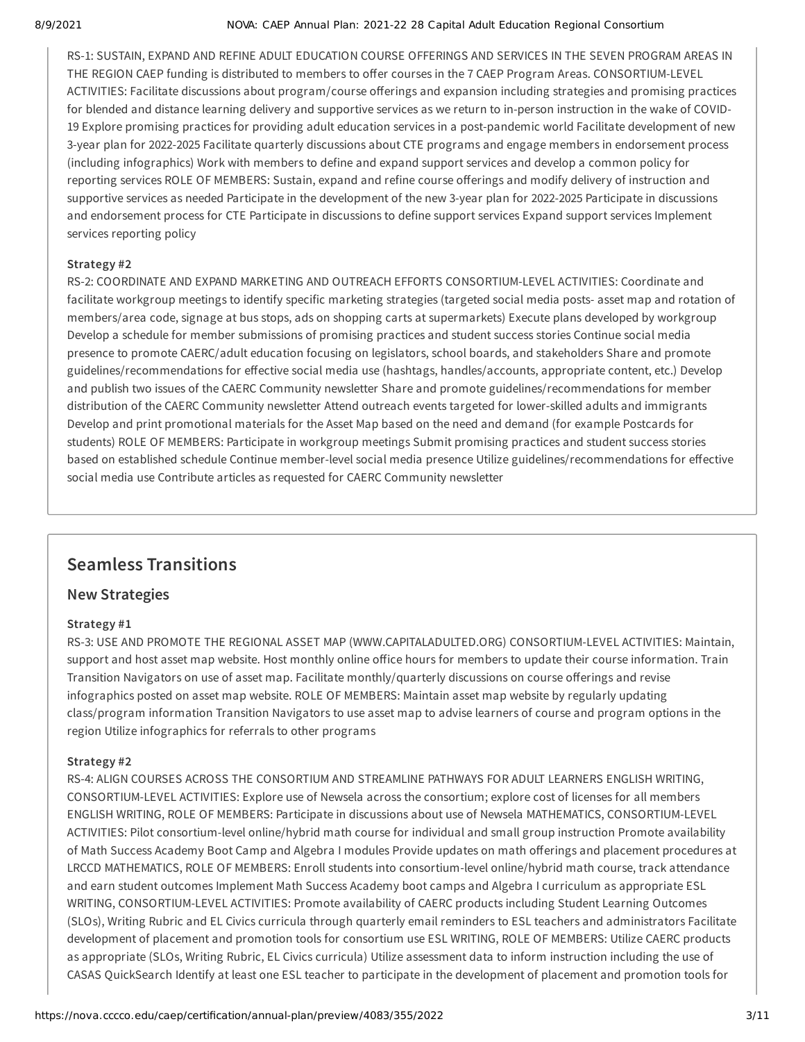RS-1: SUSTAIN, EXPAND AND REFINE ADULT EDUCATION COURSE OFFERINGS AND SERVICES IN THE SEVEN PROGRAM AREAS IN THE REGION CAEP funding is distributed to members to offer courses in the 7 CAEP Program Areas. CONSORTIUM-LEVEL ACTIVITIES: Facilitate discussions about program/course offerings and expansion including strategies and promising practices for blended and distance learning delivery and supportive services as we return to in-person instruction in the wake of COVID-19 Explore promising practices for providing adult education services in a post-pandemic world Facilitate development of new 3-year plan for 2022-2025 Facilitate quarterly discussions about CTE programs and engage members in endorsement process (including infographics) Work with members to define and expand support services and develop a common policy for reporting services ROLE OF MEMBERS: Sustain, expand and refine course offerings and modify delivery of instruction and supportive services as needed Participate in the development of the new 3-year plan for 2022-2025 Participate in discussions and endorsement process for CTE Participate in discussions to define support services Expand support services Implement services reporting policy

**Strategy #2**

RS-2: COORDINATE AND EXPAND MARKETING AND OUTREACH EFFORTS CONSORTIUM-LEVEL ACTIVITIES: Coordinate and facilitate workgroup meetings to identify specific marketing strategies (targeted social media posts- asset map and rotation of members/area code, signage at bus stops, ads on shopping carts at supermarkets) Execute plans developed by workgroup Develop a schedule for member submissions of promising practices and student success stories Continue social media presence to promote CAERC/adult education focusing on legislators, school boards, and stakeholders Share and promote guidelines/recommendations for effective social media use (hashtags, handles/accounts, appropriate content, etc.) Develop and publish two issues of the CAERC Community newsletter Share and promote guidelines/recommendations for member distribution of the CAERC Community newsletter Attend outreach events targeted for lower-skilled adults and immigrants Develop and print promotional materials for the Asset Map based on the need and demand (for example Postcards for students) ROLE OF MEMBERS: Participate in workgroup meetings Submit promising practices and student success stories based on established schedule Continue member-level social media presence Utilize guidelines/recommendations for effective social media use Contribute articles as requested for CAERC Community newsletter

## Seamless Transitions

### New Strategies

**Strategy #1**

RS-3: USE AND PROMOTE THE REGIONAL ASSET MAP (WWW.CAPITALADULTED.ORG) CONSORTIUM-LEVEL ACTIVITIES: Maintain, support and host asset map website. Host monthly online office hours for members to update their course information. Train Transition Navigators on use of asset map. Facilitate monthly/quarterly discussions on course offerings and revise infographics posted on asset map website. ROLE OF MEMBERS: Maintain asset map website by regularly updating class/program information Transition Navigators to use asset map to advise learners of course and program options in the region Utilize infographics for referrals to other programs

**Strategy #2**

RS-4: ALIGN COURSES ACROSS THE CONSORTIUM AND STREAMLINE PATHWAYS FOR ADULT LEARNERS ENGLISH WRITING, CONSORTIUM-LEVEL ACTIVITIES: Explore use of Newsela across the consortium; explore cost of licenses for all members ENGLISH WRITING, ROLE OF MEMBERS: Participate in discussions about use of Newsela MATHEMATICS, CONSORTIUM-LEVEL ACTIVITIES: Pilot consortium-level online/hybrid math course for individual and small group instruction Promote availability of Math Success Academy Boot Camp and Algebra I modules Provide updates on math offerings and placement procedures at LRCCD MATHEMATICS, ROLE OF MEMBERS: Enroll students into consortium-level online/hybrid math course, track attendance and earn student outcomes Implement Math Success Academy boot camps and Algebra I curriculum as appropriate ESL WRITING, CONSORTIUM-LEVEL ACTIVITIES: Promote availability of CAERC products including Student Learning Outcomes (SLOs), Writing Rubric and EL Civics curricula through quarterly email reminders to ESL teachers and administrators Facilitate development of placement and promotion tools for consortium use ESL WRITING, ROLE OF MEMBERS: Utilize CAERC products as appropriate (SLOs, Writing Rubric, EL Civics curricula) Utilize assessment data to inform instruction including the use of CASAS QuickSearch Identify at least one ESL teacher to participate in the development of placement and promotion tools for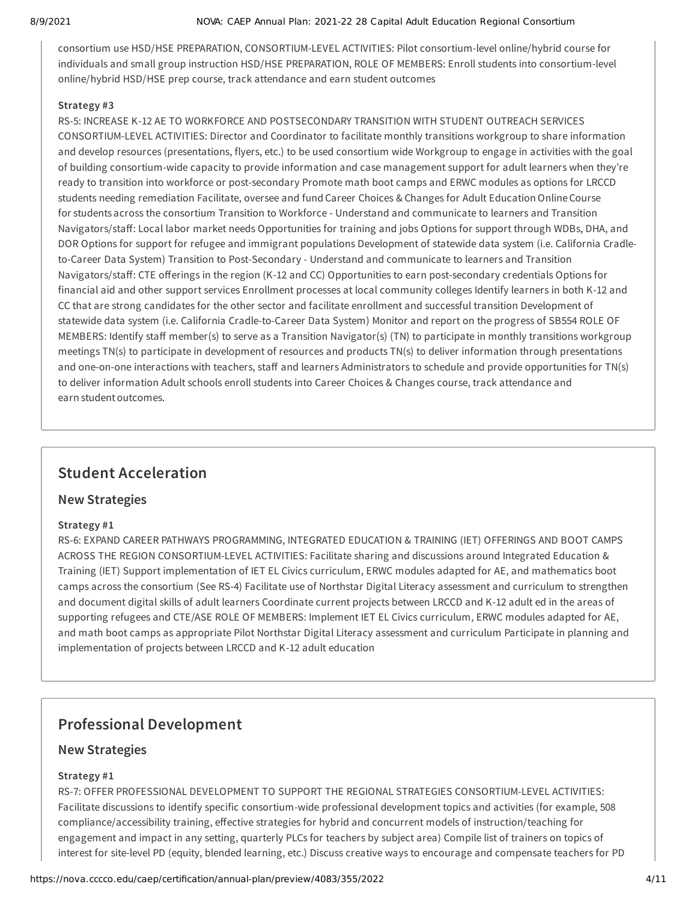consortium use HSD/HSE PREPARATION, CONSORTIUM-LEVEL ACTIVITIES: Pilot consortium-level online/hybrid course for individuals and small group instruction HSD/HSE PREPARATION, ROLE OF MEMBERS: Enroll students into consortium-level online/hybrid HSD/HSE prep course, track attendance and earn student outcomes

**Strategy #3**

RS-5: INCREASE K-12 AE TO WORKFORCE AND POSTSECONDARY TRANSITION WITH STUDENT OUTREACH SERVICES CONSORTIUM-LEVEL ACTIVITIES: Director and Coordinator to facilitate monthly transitions workgroup to share information and develop resources (presentations, flyers, etc.) to be used consortium wide Workgroup to engage in activities with the goal of building consortium-wide capacity to provide information and case management support for adult learners when they're ready to transition into workforce or post-secondary Promote math boot camps and ERWC modules as options for LRCCD students needing remediation Facilitate, oversee and fund Career Choices & Changes for Adult Education Online Course for students across the consortium Transition to Workforce - Understand and communicate to learners and Transition Navigators/staff: Local labor market needs Opportunities for training and jobs Options for support through WDBs, DHA, and DOR Options for support for refugee and immigrant populations Development of statewide data system (i.e. California Cradle-to-Career Data System) Transition to Post-Secondary - Understand and communicate to learners and Transition Navigators/staff: CTE offerings in the region (K-12 and CC) Opportunities to earn post-secondary credentials Options for financial aid and other support services Enrollment processes at local community colleges Identify learners in both K-12 and CC that are strong candidates for the other sector and facilitate enrollment and successful transition Development of statewide data system (i.e. California Cradle-to-Career Data System) Monitor and report on the progress of SB554 ROLE OF MEMBERS: Identify staff member(s) to serve as a Transition Navigator(s) (TN) to participate in monthly transitions workgroup meetings TN(s) to participate in development of resources and products TN(s) to deliver information through presentations and one-on-one interactions with teachers, staff and learners Administrators to schedule and provide opportunities for TN(s) to deliver information Adult schools enroll students into Career Choices & Changes course, track attendance and earn student outcomes.

## Student Acceleration

### New Strategies

**Strategy #1**

RS-6: EXPAND CAREER PATHWAYS PROGRAMMING, INTEGRATED EDUCATION & TRAINING (IET) OFFERINGS AND BOOT CAMPS ACROSS THE REGION CONSORTIUM-LEVEL ACTIVITIES: Facilitate sharing and discussions around Integrated Education & Training (IET) Support implementation of IET EL Civics curriculum, ERWC modules adapted for AE, and mathematics boot camps across the consortium (See RS-4) Facilitate use of Northstar Digital Literacy assessment and curriculum to strengthen and document digital skills of adult learners Coordinate current projects between LRCCD and K-12 adult ed in the areas of supporting refugees and CTE/ASE ROLE OF MEMBERS: Implement IET EL Civics curriculum, ERWC modules adapted for AE, and math boot camps as appropriate Pilot Northstar Digital Literacy assessment and curriculum Participate in planning and implementation of projects between LRCCD and K-12 adult education

## Professional Development

### New Strategies

**Strategy #1**

RS-7: OFFER PROFESSIONAL DEVELOPMENT TO SUPPORT THE REGIONAL STRATEGIES CONSORTIUM-LEVEL ACTIVITIES: Facilitate discussions to identify specific consortium-wide professional development topics and activities (for example, 508 compliance/accessibility training, effective strategies for hybrid and concurrent models of instruction/teaching for engagement and impact in any setting, quarterly PLCs for teachers by subject area) Compile list of trainers on topics of interest for site-level PD (equity, blended learning, etc.) Discuss creative ways to encourage and compensate teachers for PD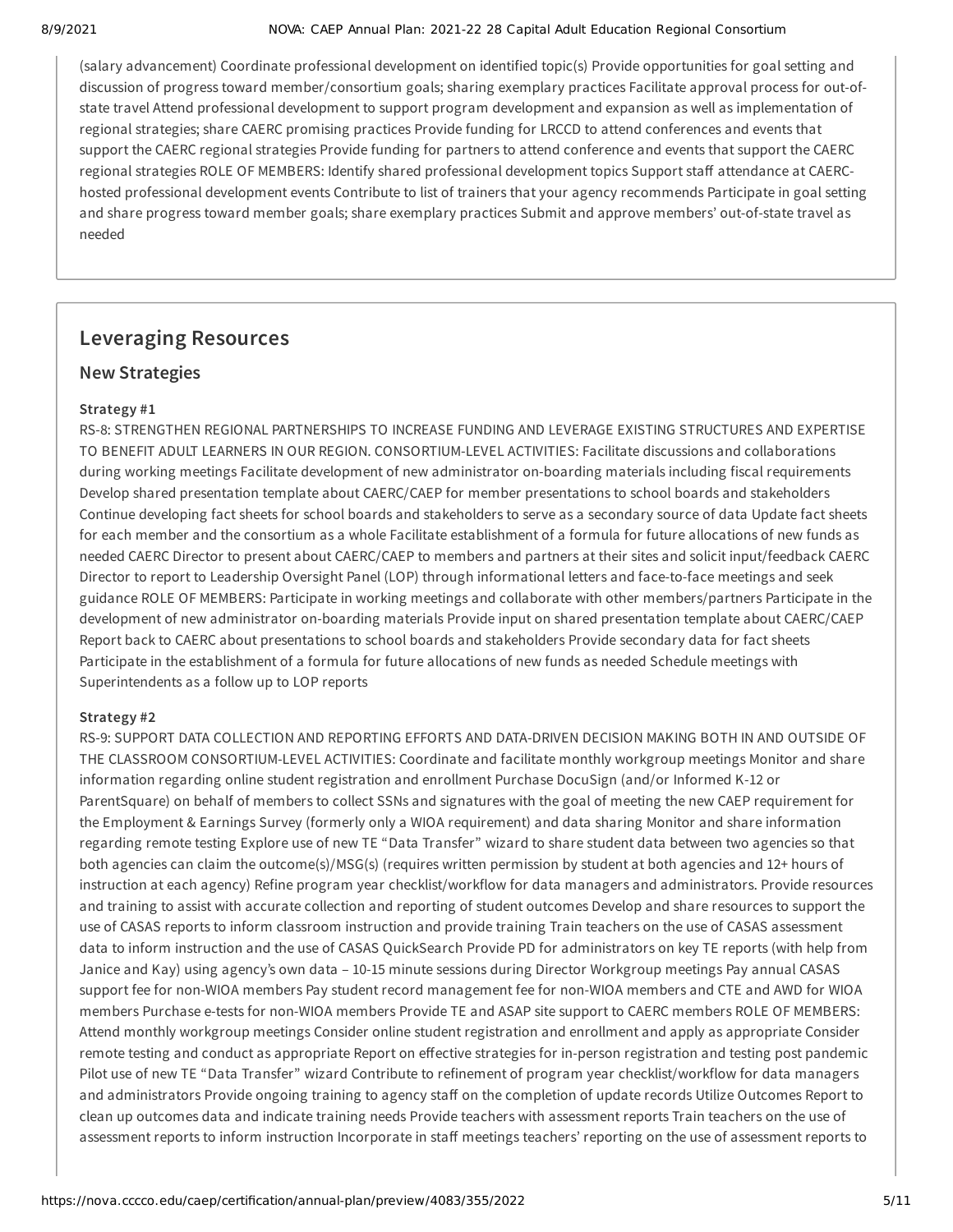(salary advancement) Coordinate professional development on identified topic(s) Provide opportunities for goal setting and discussion of progress toward member/consortium goals; sharing exemplary practices Facilitate approval process for out-of-state travel Attend professional development to support program development and expansion as well as implementation of regional strategies; share CAERC promising practices Provide funding for LRCCD to attend conferences and events that support the CAERC regional strategies Provide funding for partners to attend conference and events that support the CAERC regional strategies ROLE OF MEMBERS: Identify shared professional development topics Support staff attendance at CAERC-hosted professional development events Contribute to list of trainers that your agency recommends Participate in goal setting and share progress toward member goals; share exemplary practices Submit and approve members' out-of-state travel as needed

## Leveraging Resources

### New Strategies

**Strategy #1**

RS-8: STRENGTHEN REGIONAL PARTNERSHIPS TO INCREASE FUNDING AND LEVERAGE EXISTING STRUCTURES AND EXPERTISE TO BENEFIT ADULT LEARNERS IN OUR REGION. CONSORTIUM-LEVEL ACTIVITIES: Facilitate discussions and collaborations during working meetings Facilitate development of new administrator on-boarding materials including fiscal requirements Develop shared presentation template about CAERC/CAEP for member presentations to school boards and stakeholders Continue developing fact sheets for school boards and stakeholders to serve as a secondary source of data Update fact sheets for each member and the consortium as a whole Facilitate establishment of a formula for future allocations of new funds as needed CAERC Director to present about CAERC/CAEP to members and partners at their sites and solicit input/feedback CAERC Director to report to Leadership Oversight Panel (LOP) through informational letters and face-to-face meetings and seek guidance ROLE OF MEMBERS: Participate in working meetings and collaborate with other members/partners Participate in the development of new administrator on-boarding materials Provide input on shared presentation template about CAERC/CAEP Report back to CAERC about presentations to school boards and stakeholders Provide secondary data for fact sheets Participate in the establishment of a formula for future allocations of new funds as needed Schedule meetings with Superintendents as a follow up to LOP reports

**Strategy #2**

RS-9: SUPPORT DATA COLLECTION AND REPORTING EFFORTS AND DATA-DRIVEN DECISION MAKING BOTH IN AND OUTSIDE OF THE CLASSROOM CONSORTIUM-LEVEL ACTIVITIES: Coordinate and facilitate monthly workgroup meetings Monitor and share information regarding online student registration and enrollment Purchase DocuSign (and/or Informed K-12 or ParentSquare) on behalf of members to collect SSNs and signatures with the goal of meeting the new CAEP requirement for the Employment & Earnings Survey (formerly only a WIOA requirement) and data sharing Monitor and share information regarding remote testing Explore use of new TE "Data Transfer" wizard to share student data between two agencies so that both agencies can claim the outcome(s)/MSG(s) (requires written permission by student at both agencies and 12+ hours of instruction at each agency) Refine program year checklist/workflow for data managers and administrators. Provide resources and training to assist with accurate collection and reporting of student outcomes Develop and share resources to support the use of CASAS reports to inform classroom instruction and provide training Train teachers on the use of CASAS assessment data to inform instruction and the use of CASAS QuickSearch Provide PD for administrators on key TE reports (with help from Janice and Kay) using agency's own data – 10-15 minute sessions during Director Workgroup meetings Pay annual CASAS support fee for non-WIOA members Pay student record management fee for non-WIOA members and CTE and AWD for WIOA members Purchase e-tests for non-WIOA members Provide TE and ASAP site support to CAERC members ROLE OF MEMBERS: Attend monthly workgroup meetings Consider online student registration and enrollment and apply as appropriate Consider remote testing and conduct as appropriate Report on effective strategies for in-person registration and testing post pandemic Pilot use of new TE "Data Transfer" wizard Contribute to refinement of program year checklist/workflow for data managers and administrators Provide ongoing training to agency staff on the completion of update records Utilize Outcomes Report to clean up outcomes data and indicate training needs Provide teachers with assessment reports Train teachers on the use of assessment reports to inform instruction Incorporate in staff meetings teachers' reporting on the use of assessment reports to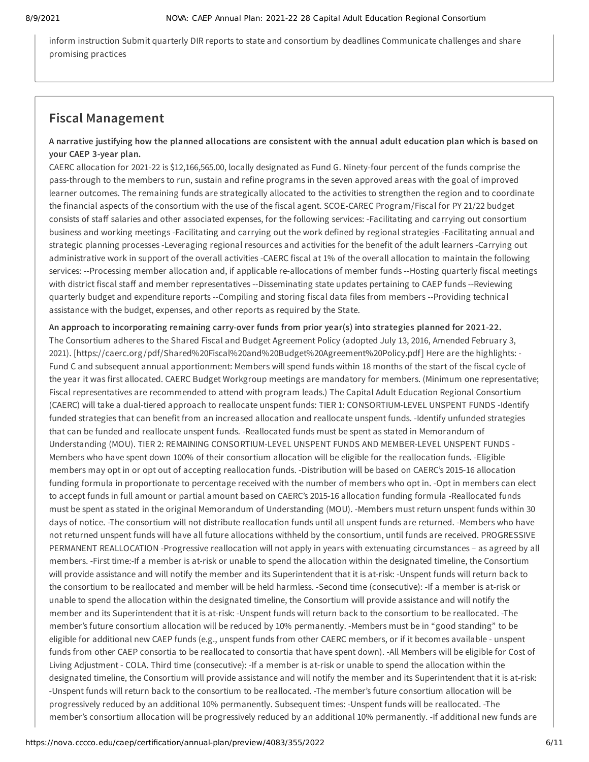inform instruction Submit quarterly DIR reports to state and consortium by deadlines Communicate challenges and share promising practices

## Fiscal Management

**A narrative justifying how the planned allocations are consistent with the annual adult education plan which is based on your CAEP 3-year plan.**

CAERC allocation for 2021-22 is $12,166,565.00, locally designated as Fund G. Ninety-four percent of the funds comprise the pass-through to the members to run, sustain and refine programs in the seven approved areas with the goal of improved learner outcomes. The remaining funds are strategically allocated to the activities to strengthen the region and to coordinate the financial aspects of the consortium with the use of the fiscal agent. SCOE-CAREC Program/Fiscal for PY 21/22 budget consists of staff salaries and other associated expenses, for the following services: -Facilitating and carrying out consortium business and working meetings -Facilitating and carrying out the work defined by regional strategies -Facilitating annual and strategic planning processes -Leveraging regional resources and activities for the benefit of the adult learners -Carrying out administrative work in support of the overall activities -CAERC fiscal at 1% of the overall allocation to maintain the following services: --Processing member allocation and, if applicable re-allocations of member funds --Hosting quarterly fiscal meetings with district fiscal staff and member representatives --Disseminating state updates pertaining to CAEP funds --Reviewing quarterly budget and expenditure reports --Compiling and storing fiscal data files from members --Providing technical assistance with the budget, expenses, and other reports as required by the State.

**An approach to incorporating remaining carry-over funds from prior year(s) into strategies planned for 2021-22.**

The Consortium adheres to the Shared Fiscal and Budget Agreement Policy (adopted July 13, 2016, Amended February 3, 2021). [https://caerc.org/pdf/Shared%20Fiscal%20and%20Budget%20Agreement%20Policy.pdf] Here are the highlights: -Fund C and subsequent annual apportionment: Members will spend funds within 18 months of the start of the fiscal cycle of the year it was first allocated. CAERC Budget Workgroup meetings are mandatory for members. (Minimum one representative; Fiscal representatives are recommended to attend with program leads.) The Capital Adult Education Regional Consortium (CAERC) will take a dual-tiered approach to reallocate unspent funds: TIER 1: CONSORTIUM-LEVEL UNSPENT FUNDS -Identify funded strategies that can benefit from an increased allocation and reallocate unspent funds. -Identify unfunded strategies that can be funded and reallocate unspent funds. -Reallocated funds must be spent as stated in Memorandum of Understanding (MOU). TIER 2: REMAINING CONSORTIUM-LEVEL UNSPENT FUNDS AND MEMBER-LEVEL UNSPENT FUNDS -Members who have spent down 100% of their consortium allocation will be eligible for the reallocation funds. -Eligible members may opt in or opt out of accepting reallocation funds. -Distribution will be based on CAERC's 2015-16 allocation funding formula in proportionate to percentage received with the number of members who opt in. -Opt in members can elect to accept funds in full amount or partial amount based on CAERC's 2015-16 allocation funding formula -Reallocated funds must be spent as stated in the original Memorandum of Understanding (MOU). -Members must return unspent funds within 30 days of notice. -The consortium will not distribute reallocation funds until all unspent funds are returned. -Members who have not returned unspent funds will have all future allocations withheld by the consortium, until funds are received. PROGRESSIVE PERMANENT REALLOCATION -Progressive reallocation will not apply in years with extenuating circumstances – as agreed by all members. -First time:-If a member is at-risk or unable to spend the allocation within the designated timeline, the Consortium will provide assistance and will notify the member and its Superintendent that it is at-risk: -Unspent funds will return back to the consortium to be reallocated and member will be held harmless. -Second time (consecutive): -If a member is at-risk or unable to spend the allocation within the designated timeline, the Consortium will provide assistance and will notify the member and its Superintendent that it is at-risk: -Unspent funds will return back to the consortium to be reallocated. -The member's future consortium allocation will be reduced by 10% permanently. -Members must be in "good standing" to be eligible for additional new CAEP funds (e.g., unspent funds from other CAERC members, or if it becomes available - unspent funds from other CAEP consortia to be reallocated to consortia that have spent down). -All Members will be eligible for Cost of Living Adjustment - COLA. Third time (consecutive): -If a member is at-risk or unable to spend the allocation within the designated timeline, the Consortium will provide assistance and will notify the member and its Superintendent that it is at-risk: -Unspent funds will return back to the consortium to be reallocated. -The member's future consortium allocation will be progressively reduced by an additional 10% permanently. Subsequent times: -Unspent funds will be reallocated. -The member's consortium allocation will be progressively reduced by an additional 10% permanently. -If additional new funds are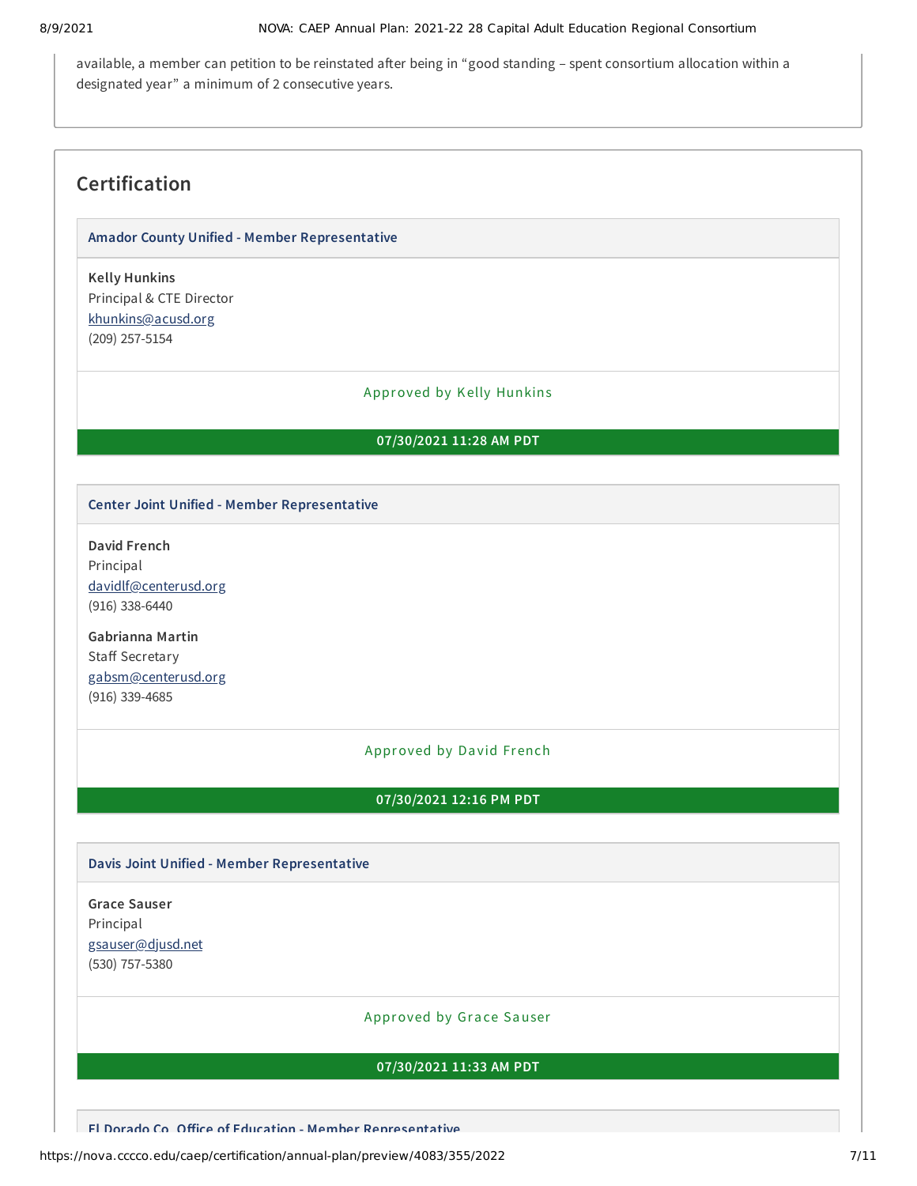available, a member can petition to be reinstated after being in “good standing – spent consortium allocation within a designated year” a minimum of 2 consecutive years.

## Certification

### Amador County Unified - Member Representative

**Kelly Hunkins**
Principal & CTE Director
khunkins@acusd.org
(209) 257-5154

Approved by Kelly Hunkins

**07/30/2021 11:28 AM PDT**

### Center Joint Unified - Member Representative

**David French**
Principal
davidlf@centerusd.org
(916) 338-6440

**Gabrianna Martin**
Staff Secretary
gabsm@centerusd.org
(916) 339-4685

Approved by David French

**07/30/2021 12:16 PM PDT**

### Davis Joint Unified - Member Representative

**Grace Sauser**
Principal
gsauser@djusd.net
(530) 757-5380

Approved by Grace Sauser

**07/30/2021 11:33 AM PDT**

### El Dorado Co. Office of Education - Member Representative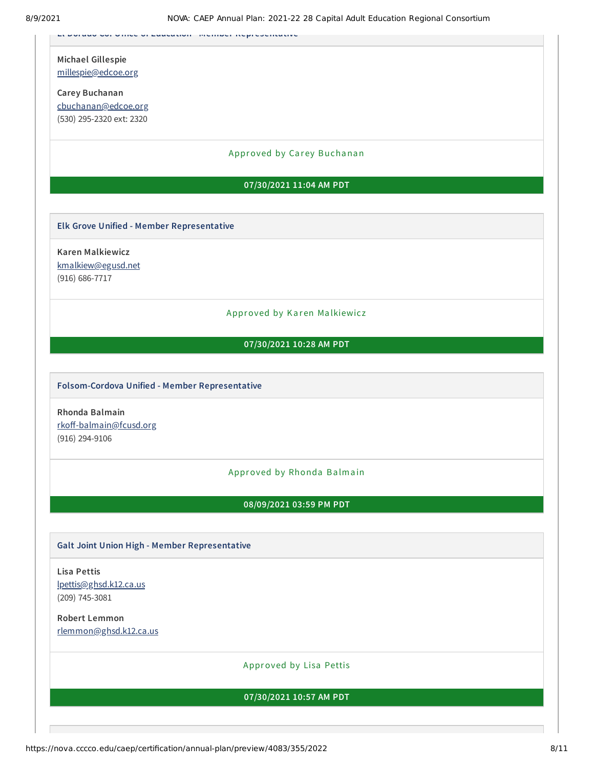### El Dorado Co. Office of Education - Member Representative

**Michael Gillespie**
millespie@edcoe.org

**Carey Buchanan**
cbuchanan@edcoe.org
(530) 295-2320 ext: 2320

Approved by Carey Buchanan

**07/30/2021 11:04 AM PDT**

### Elk Grove Unified - Member Representative

**Karen Malkiewicz**
kmalkiew@egusd.net
(916) 686-7717

Approved by Karen Malkiewicz

**07/30/2021 10:28 AM PDT**

### Folsom-Cordova Unified - Member Representative

**Rhonda Balmain**
rkoff-balmain@fcusd.org
(916) 294-9106

Approved by Rhonda Balmain

**08/09/2021 03:59 PM PDT**

### Galt Joint Union High - Member Representative

**Lisa Pettis**
lpettis@ghsd.k12.ca.us
(209) 745-3081

**Robert Lemmon**
rlemmon@ghsd.k12.ca.us

Approved by Lisa Pettis

**07/30/2021 10:57 AM PDT**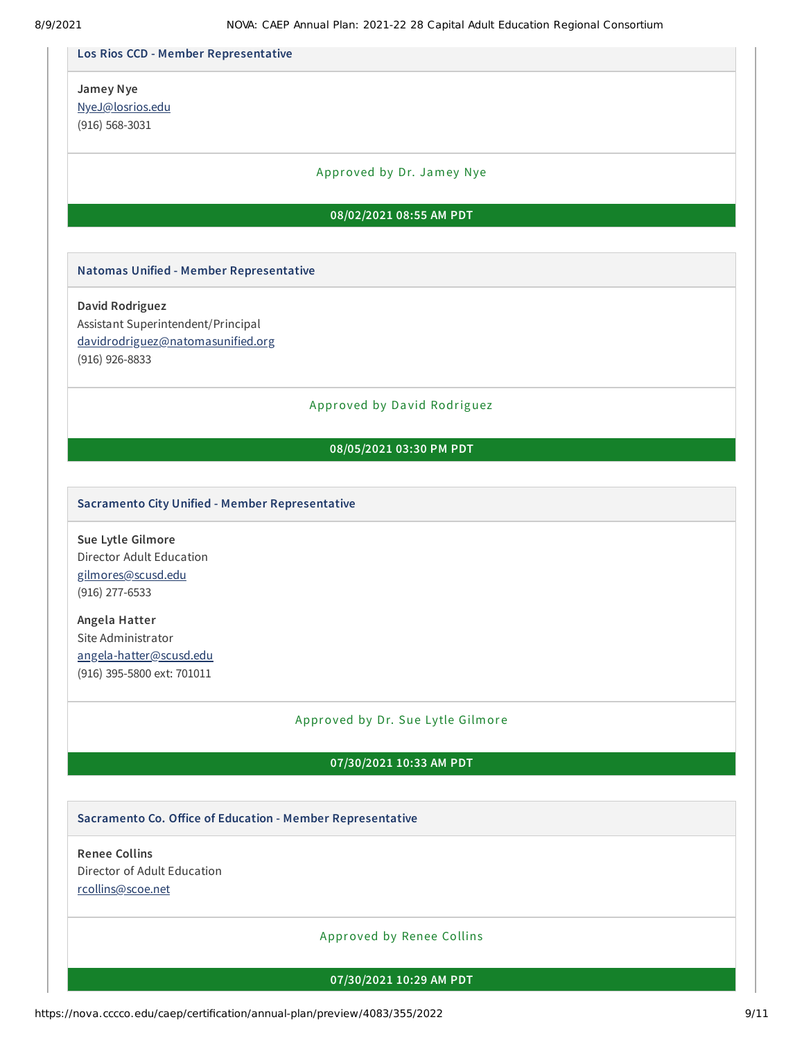### Los Rios CCD - Member Representative

**Jamey Nye**
NyeJ@losrios.edu
(916) 568-3031

Approved by Dr. Jamey Nye

**08/02/2021 08:55 AM PDT**

### Natomas Unified - Member Representative

**David Rodriguez**
Assistant Superintendent/Principal
davidrodriguez@natomasunified.org
(916) 926-8833

Approved by David Rodriguez

**08/05/2021 03:30 PM PDT**

### Sacramento City Unified - Member Representative

**Sue Lytle Gilmore**
Director Adult Education
gilmores@scusd.edu
(916) 277-6533

**Angela Hatter**
Site Administrator
angela-hatter@scusd.edu
(916) 395-5800 ext: 701011

Approved by Dr. Sue Lytle Gilmore

**07/30/2021 10:33 AM PDT**

### Sacramento Co. Office of Education - Member Representative

**Renee Collins**
Director of Adult Education
rcollins@scoe.net

Approved by Renee Collins

**07/30/2021 10:29 AM PDT**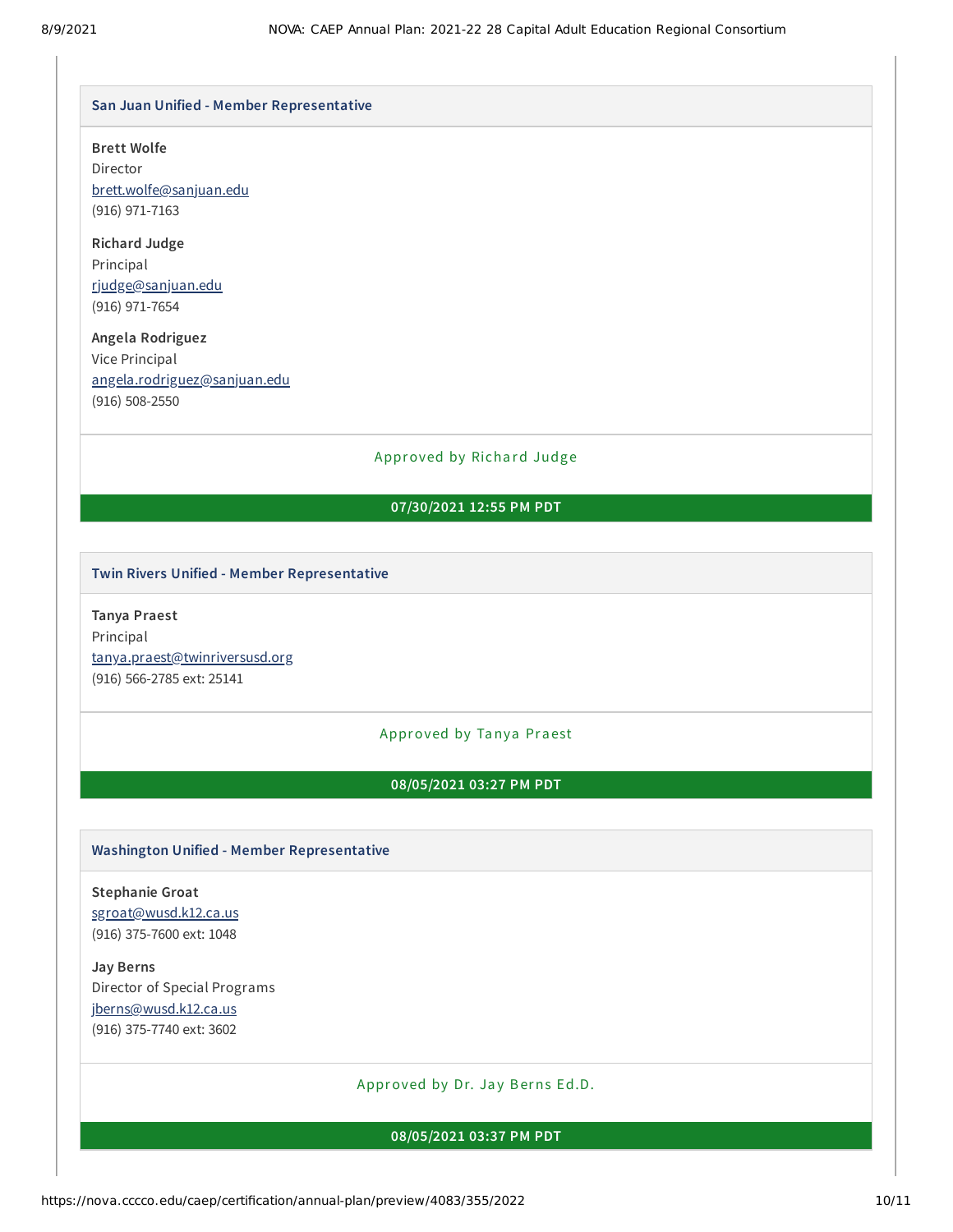### San Juan Unified - Member Representative

**Brett Wolfe**
Director
brett.wolfe@sanjuan.edu
(916) 971-7163

**Richard Judge**
Principal
rjudge@sanjuan.edu
(916) 971-7654

**Angela Rodriguez**
Vice Principal
angela.rodriguez@sanjuan.edu
(916) 508-2550

Approved by Richard Judge

**07/30/2021 12:55 PM PDT**

### Twin Rivers Unified - Member Representative

**Tanya Praest**
Principal
tanya.praest@twinriversusd.org
(916) 566-2785 ext: 25141

Approved by Tanya Praest

**08/05/2021 03:27 PM PDT**

### Washington Unified - Member Representative

**Stephanie Groat**
sgroat@wusd.k12.ca.us
(916) 375-7600 ext: 1048

**Jay Berns**
Director of Special Programs
jberns@wusd.k12.ca.us
(916) 375-7740 ext: 3602

Approved by Dr. Jay Berns Ed.D.

**08/05/2021 03:37 PM PDT**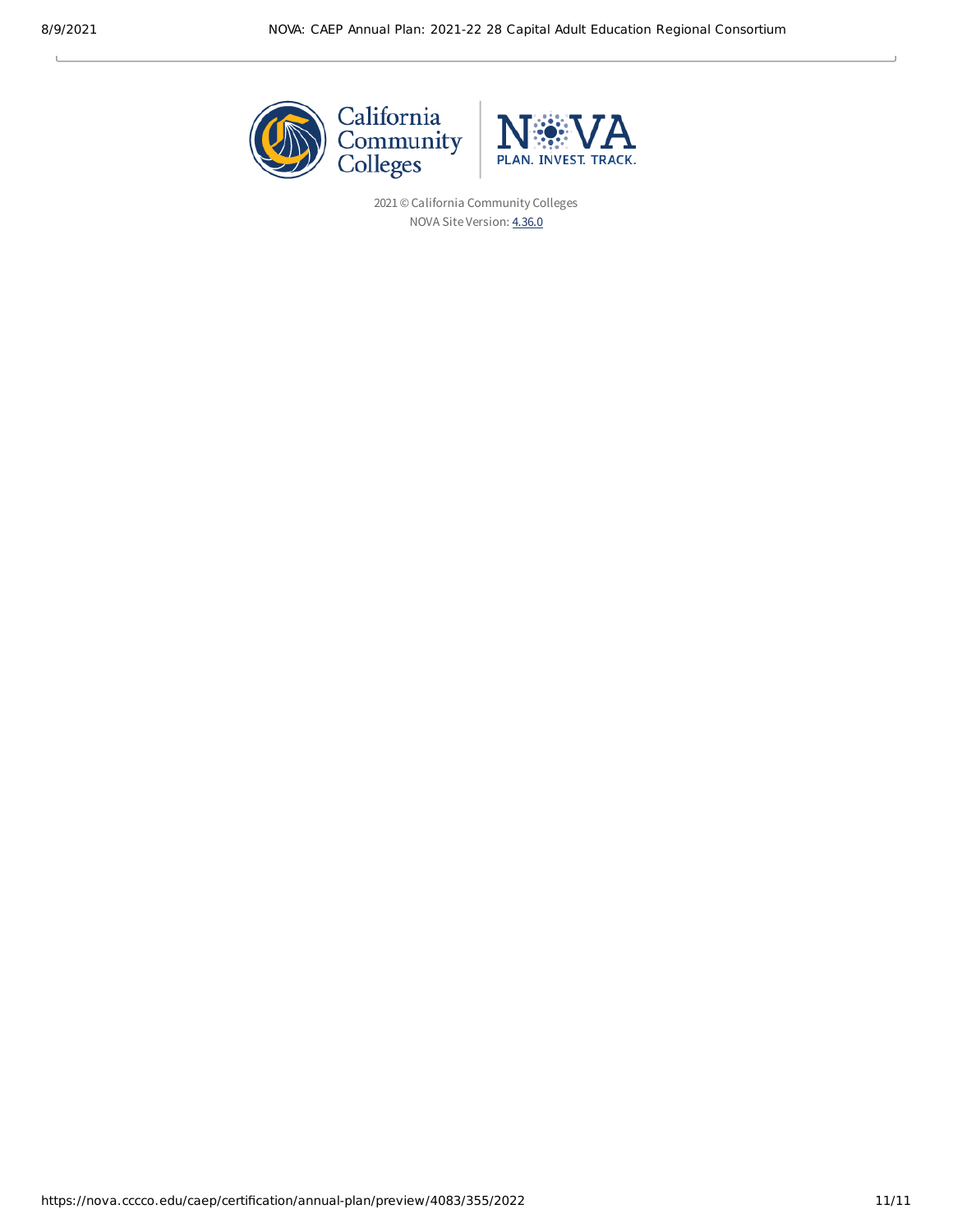2021 © California Community Colleges
NOVA Site Version: 4.36.0